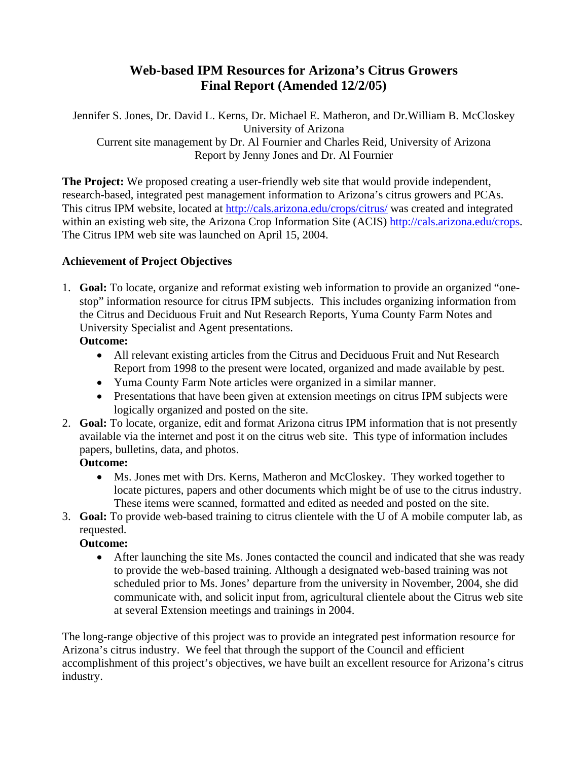# Web-based IPM Resources for Arizona's Citrus Growers
# Final Report (Amended 12/2/05)

Jennifer S. Jones, Dr. David L. Kerns, Dr. Michael E. Matheron, and Dr.William B. McCloskey
University of Arizona
Current site management by Dr. Al Fournier and Charles Reid, University of Arizona
Report by Jenny Jones and Dr. Al Fournier

**The Project:** We proposed creating a user-friendly web site that would provide independent, research-based, integrated pest management information to Arizona's citrus growers and PCAs. This citrus IPM website, located at http://cals.arizona.edu/crops/citrus/ was created and integrated within an existing web site, the Arizona Crop Information Site (ACIS) http://cals.arizona.edu/crops. The Citrus IPM web site was launched on April 15, 2004.

**Achievement of Project Objectives**

1. **Goal:** To locate, organize and reformat existing web information to provide an organized "one-stop" information resource for citrus IPM subjects. This includes organizing information from the Citrus and Deciduous Fruit and Nut Research Reports, Yuma County Farm Notes and University Specialist and Agent presentations.
   **Outcome:**
   - All relevant existing articles from the Citrus and Deciduous Fruit and Nut Research Report from 1998 to the present were located, organized and made available by pest.
   - Yuma County Farm Note articles were organized in a similar manner.
   - Presentations that have been given at extension meetings on citrus IPM subjects were logically organized and posted on the site.
2. **Goal:** To locate, organize, edit and format Arizona citrus IPM information that is not presently available via the internet and post it on the citrus web site. This type of information includes papers, bulletins, data, and photos.
   **Outcome:**
   - Ms. Jones met with Drs. Kerns, Matheron and McCloskey. They worked together to locate pictures, papers and other documents which might be of use to the citrus industry. These items were scanned, formatted and edited as needed and posted on the site.
3. **Goal:** To provide web-based training to citrus clientele with the U of A mobile computer lab, as requested.
   **Outcome:**
   - After launching the site Ms. Jones contacted the council and indicated that she was ready to provide the web-based training. Although a designated web-based training was not scheduled prior to Ms. Jones' departure from the university in November, 2004, she did communicate with, and solicit input from, agricultural clientele about the Citrus web site at several Extension meetings and trainings in 2004.

The long-range objective of this project was to provide an integrated pest information resource for Arizona's citrus industry. We feel that through the support of the Council and efficient accomplishment of this project's objectives, we have built an excellent resource for Arizona's citrus industry.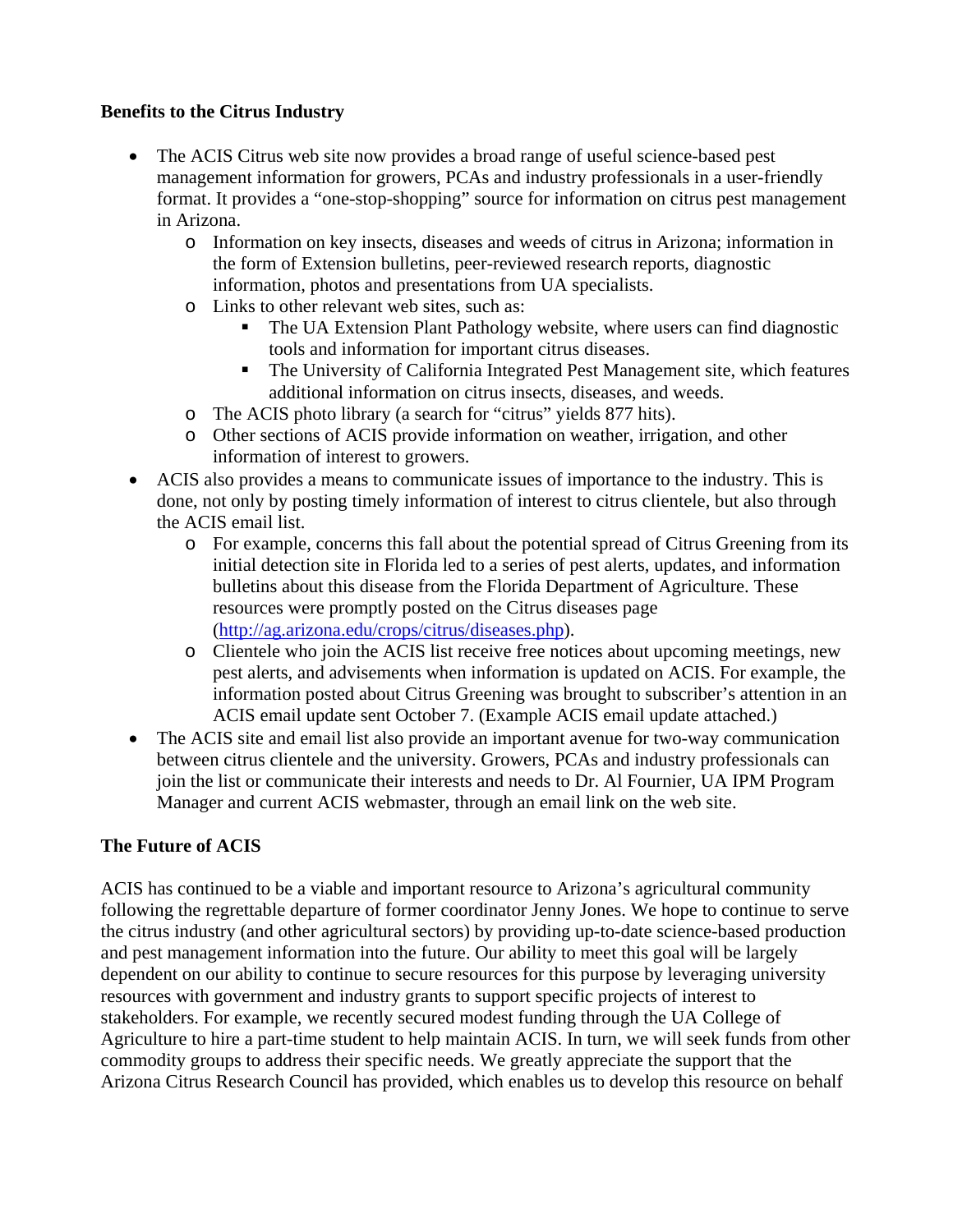**Benefits to the Citrus Industry**

- The ACIS Citrus web site now provides a broad range of useful science-based pest management information for growers, PCAs and industry professionals in a user-friendly format. It provides a "one-stop-shopping" source for information on citrus pest management in Arizona.
    - Information on key insects, diseases and weeds of citrus in Arizona; information in the form of Extension bulletins, peer-reviewed research reports, diagnostic information, photos and presentations from UA specialists.
    - Links to other relevant web sites, such as:
        - The UA Extension Plant Pathology website, where users can find diagnostic tools and information for important citrus diseases.
        - The University of California Integrated Pest Management site, which features additional information on citrus insects, diseases, and weeds.
    - The ACIS photo library (a search for "citrus" yields 877 hits).
    - Other sections of ACIS provide information on weather, irrigation, and other information of interest to growers.
- ACIS also provides a means to communicate issues of importance to the industry. This is done, not only by posting timely information of interest to citrus clientele, but also through the ACIS email list.
    - For example, concerns this fall about the potential spread of Citrus Greening from its initial detection site in Florida led to a series of pest alerts, updates, and information bulletins about this disease from the Florida Department of Agriculture. These resources were promptly posted on the Citrus diseases page (http://ag.arizona.edu/crops/citrus/diseases.php).
    - Clientele who join the ACIS list receive free notices about upcoming meetings, new pest alerts, and advisements when information is updated on ACIS. For example, the information posted about Citrus Greening was brought to subscriber's attention in an ACIS email update sent October 7. (Example ACIS email update attached.)
- The ACIS site and email list also provide an important avenue for two-way communication between citrus clientele and the university. Growers, PCAs and industry professionals can join the list or communicate their interests and needs to Dr. Al Fournier, UA IPM Program Manager and current ACIS webmaster, through an email link on the web site.

**The Future of ACIS**

ACIS has continued to be a viable and important resource to Arizona's agricultural community following the regrettable departure of former coordinator Jenny Jones. We hope to continue to serve the citrus industry (and other agricultural sectors) by providing up-to-date science-based production and pest management information into the future. Our ability to meet this goal will be largely dependent on our ability to continue to secure resources for this purpose by leveraging university resources with government and industry grants to support specific projects of interest to stakeholders. For example, we recently secured modest funding through the UA College of Agriculture to hire a part-time student to help maintain ACIS. In turn, we will seek funds from other commodity groups to address their specific needs. We greatly appreciate the support that the Arizona Citrus Research Council has provided, which enables us to develop this resource on behalf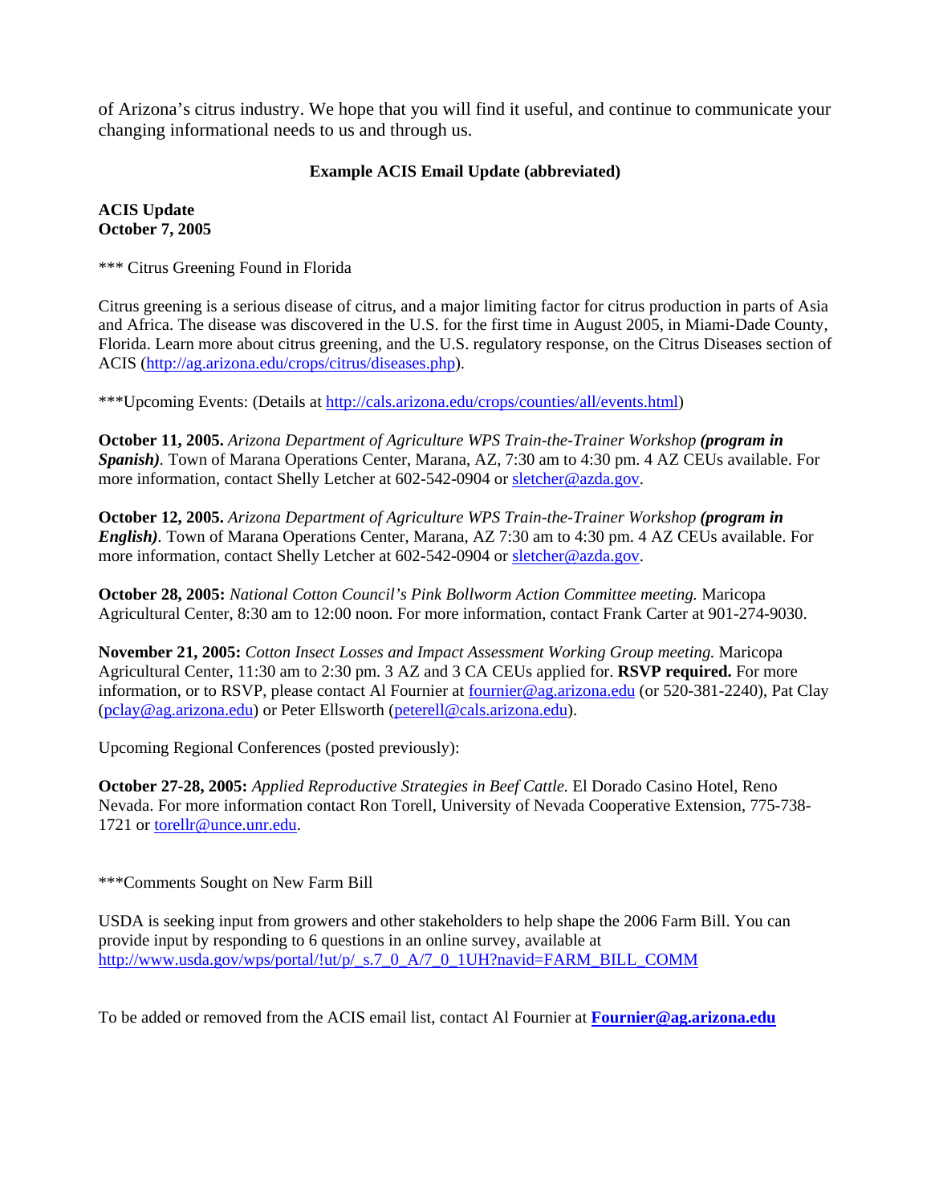of Arizona's citrus industry. We hope that you will find it useful, and continue to communicate your changing informational needs to us and through us.

**Example ACIS Email Update (abbreviated)**

**ACIS Update**
**October 7, 2005**

*** Citrus Greening Found in Florida

Citrus greening is a serious disease of citrus, and a major limiting factor for citrus production in parts of Asia and Africa. The disease was discovered in the U.S. for the first time in August 2005, in Miami-Dade County, Florida. Learn more about citrus greening, and the U.S. regulatory response, on the Citrus Diseases section of ACIS (http://ag.arizona.edu/crops/citrus/diseases.php).

***Upcoming Events: (Details at http://cals.arizona.edu/crops/counties/all/events.html)

**October 11, 2005.** *Arizona Department of Agriculture WPS Train-the-Trainer Workshop* ***(program in Spanish)***. Town of Marana Operations Center, Marana, AZ, 7:30 am to 4:30 pm. 4 AZ CEUs available. For more information, contact Shelly Letcher at 602-542-0904 or sletcher@azda.gov.

**October 12, 2005.** *Arizona Department of Agriculture WPS Train-the-Trainer Workshop* ***(program in English)***. Town of Marana Operations Center, Marana, AZ 7:30 am to 4:30 pm. 4 AZ CEUs available. For more information, contact Shelly Letcher at 602-542-0904 or sletcher@azda.gov.

**October 28, 2005:** *National Cotton Council's Pink Bollworm Action Committee meeting.* Maricopa Agricultural Center, 8:30 am to 12:00 noon. For more information, contact Frank Carter at 901-274-9030.

**November 21, 2005:** *Cotton Insect Losses and Impact Assessment Working Group meeting.* Maricopa Agricultural Center, 11:30 am to 2:30 pm. 3 AZ and 3 CA CEUs applied for. **RSVP required.** For more information, or to RSVP, please contact Al Fournier at fournier@ag.arizona.edu (or 520-381-2240), Pat Clay (pclay@ag.arizona.edu) or Peter Ellsworth (peterell@cals.arizona.edu).

Upcoming Regional Conferences (posted previously):

**October 27-28, 2005:** *Applied Reproductive Strategies in Beef Cattle.* El Dorado Casino Hotel, Reno Nevada. For more information contact Ron Torell, University of Nevada Cooperative Extension, 775-738-1721 or torellr@unce.unr.edu.

***Comments Sought on New Farm Bill

USDA is seeking input from growers and other stakeholders to help shape the 2006 Farm Bill. You can provide input by responding to 6 questions in an online survey, available at http://www.usda.gov/wps/portal/!ut/p/_s.7_0_A/7_0_1UH?navid=FARM_BILL_COMM

To be added or removed from the ACIS email list, contact Al Fournier at **Fournier@ag.arizona.edu**